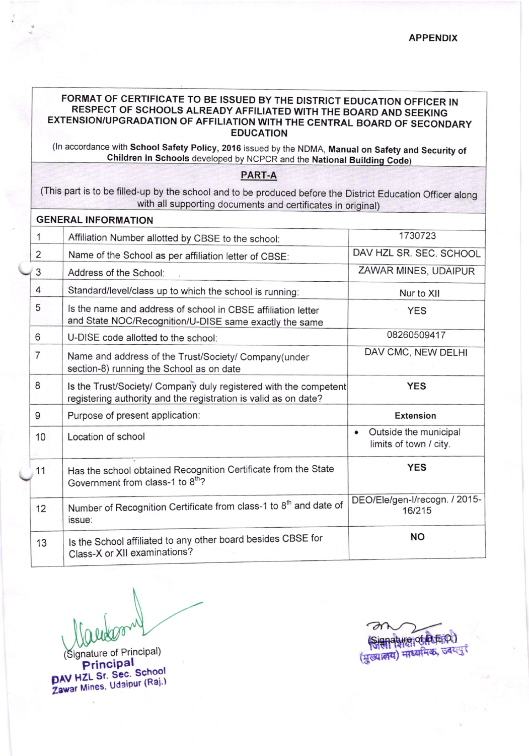APPENDIX

## FORMAT OF CERTIFICATE TO BE ISSUED BY THE DISTRICT EDUCATION OFFICER IN RESPECT OF SCHOOLS ALREADY AFFILIATED WITH THE BOARD AND SEEKING EXTENSION/UPGRADATION OF AFFILIATION WITH THE CENTRAL BOARD OF SECONDARY EDUCATION

(In accordance with **School Safety Policy, 2016** issued by the NDMA, **Manual on Safety and Security of Children in Schools** developed by NCPCR and the **National Building Code**)

### PART-A

(This part is to be filled-up by the school and to be produced before the District Education Officer along with all supporting documents and certificates in original)

**GENERAL INFORMATION**

| | | |
|---|---|---|
| 1 | Affiliation Number allotted by CBSE to the school: | 1730723 |
| 2 | Name of the School as per affiliation letter of CBSE: | DAV HZL SR. SEC. SCHOOL |
| 3 | Address of the School: | ZAWAR MINES, UDAIPUR |
| 4 | Standard/level/class up to which the school is running: | Nur to XII |
| 5 | Is the name and address of school in CBSE affiliation letter and State NOC/Recognition/U-DISE same exactly the same | YES |
| 6 | U-DISE code allotted to the school: | 08260509417 |
| 7 | Name and address of the Trust/Society/ Company(under section-8) running the School as on date | DAV CMC, NEW DELHI |
| 8 | Is the Trust/Society/ Company duly registered with the competent registering authority and the registration is valid as on date? | YES |
| 9 | Purpose of present application: | Extension |
| 10 | Location of school | • Outside the municipal limits of town / city. |
| 11 | Has the school obtained Recognition Certificate from the State Government from class-1 to 8th? | YES |
| 12 | Number of Recognition Certificate from class-1 to 8th and date of issue: | DEO/Ele/gen-I/recogn. / 2015-16/215 |
| 13 | Is the School affiliated to any other board besides CBSE for Class-X or XII examinations? | NO |

(Signature of Principal)
Principal
DAV HZL Sr. Sec. School
Zawar Mines, Udaipur (Raj.)

(Signature of D.E.O.)
जिला शिक्षा अधिकारी
(मुख्यालय) माध्यमिक, उदयपुर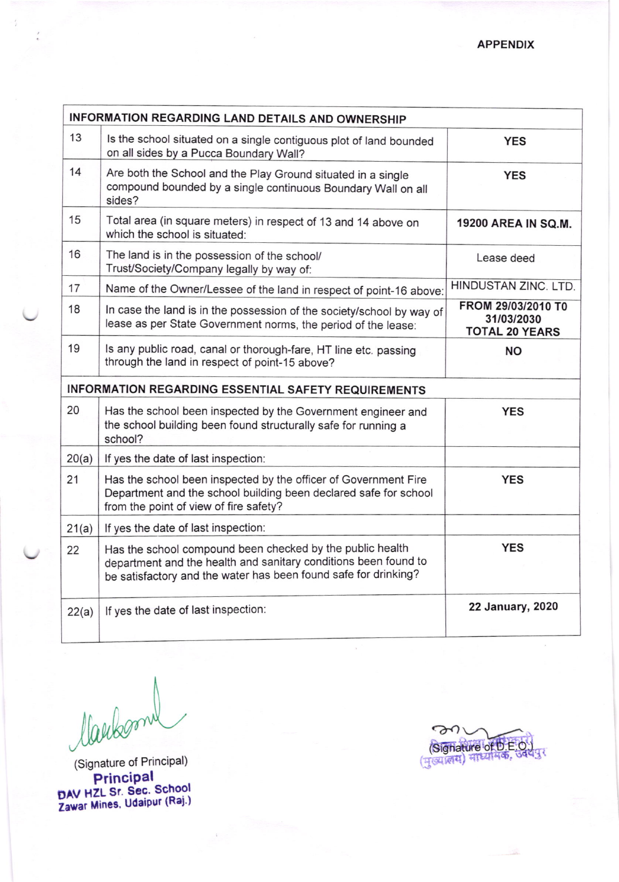APPENDIX

| | | |
|---|---|---|
| **INFORMATION REGARDING LAND DETAILS AND OWNERSHIP** | | |
| 13 | Is the school situated on a single contiguous plot of land bounded on all sides by a Pucca Boundary Wall? | **YES** |
| 14 | Are both the School and the Play Ground situated in a single compound bounded by a single continuous Boundary Wall on all sides? | **YES** |
| 15 | Total area (in square meters) in respect of 13 and 14 above on which the school is situated: | **19200 AREA IN SQ.M.** |
| 16 | The land is in the possession of the school/ Trust/Society/Company legally by way of: | Lease deed |
| 17 | Name of the Owner/Lessee of the land in respect of point-16 above: | HINDUSTAN ZINC. LTD. |
| 18 | In case the land is in the possession of the society/school by way of lease as per State Government norms, the period of the lease: | **FROM 29/03/2010 T0 31/03/2030 TOTAL 20 YEARS** |
| 19 | Is any public road, canal or thorough-fare, HT line etc. passing through the land in respect of point-15 above? | **NO** |
| **INFORMATION REGARDING ESSENTIAL SAFETY REQUIREMENTS** | | |
| 20 | Has the school been inspected by the Government engineer and the school building been found structurally safe for running a school? | **YES** |
| 20(a) | If yes the date of last inspection: | |
| 21 | Has the school been inspected by the officer of Government Fire Department and the school building been declared safe for school from the point of view of fire safety? | **YES** |
| 21(a) | If yes the date of last inspection: | |
| 22 | Has the school compound been checked by the public health department and the health and sanitary conditions been found to be satisfactory and the water has been found safe for drinking? | **YES** |
| 22(a) | If yes the date of last inspection: | **22 January, 2020** |

(Signature of Principal)
**Principal**
**DAV HZL Sr. Sec. School**
**Zawar Mines, Udaipur (Raj.)**

(Signature of D.E.O.)
जिला शिक्षा अधिकारी
(मुख्यालय) माध्यमिक, उदयपुर